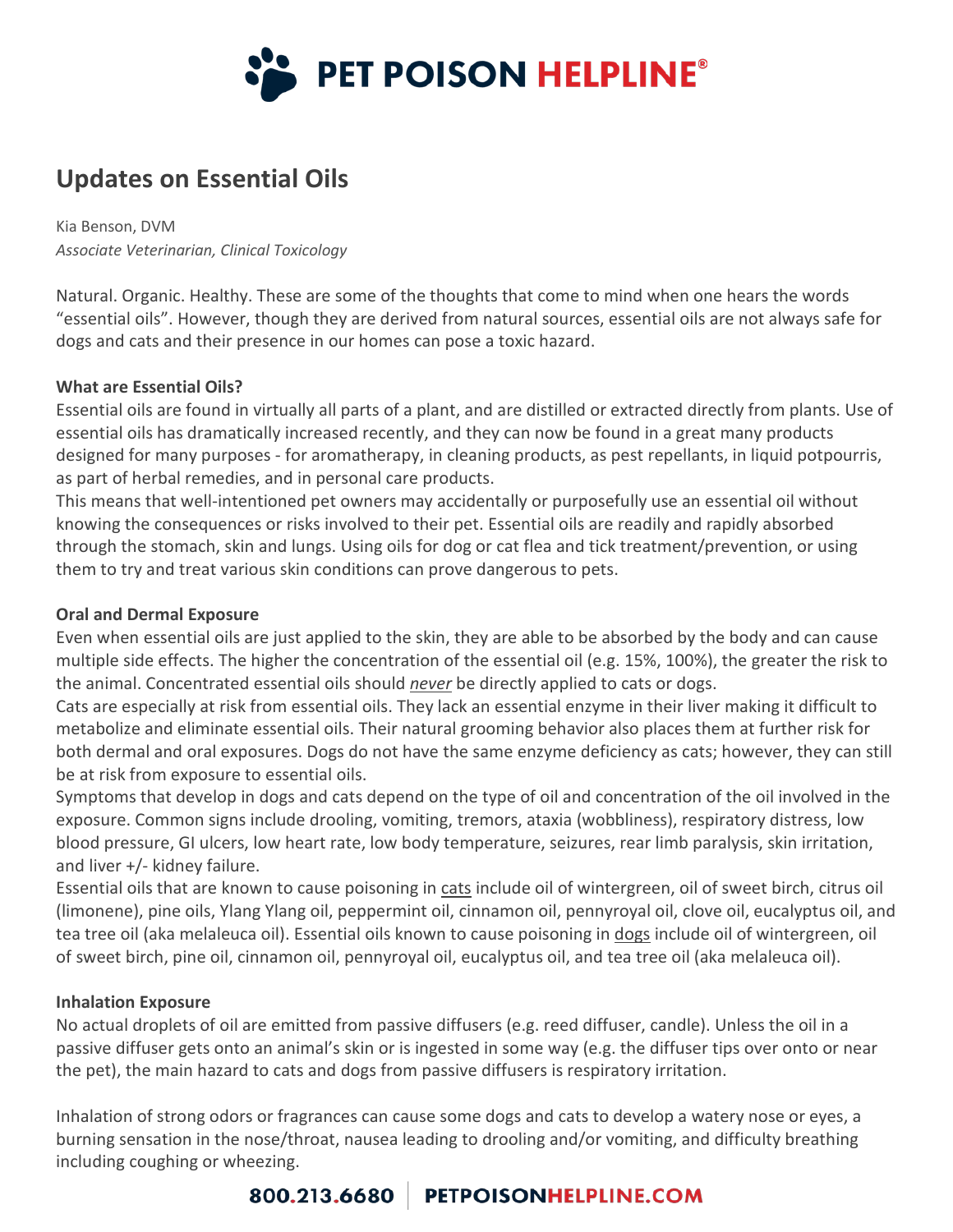# Updates on Essential Oils

Kia Benson, DVM
*Associate Veterinarian, Clinical Toxicology*

Natural. Organic. Healthy. These are some of the thoughts that come to mind when one hears the words "essential oils". However, though they are derived from natural sources, essential oils are not always safe for dogs and cats and their presence in our homes can pose a toxic hazard.

**What are Essential Oils?**

Essential oils are found in virtually all parts of a plant, and are distilled or extracted directly from plants. Use of essential oils has dramatically increased recently, and they can now be found in a great many products designed for many purposes - for aromatherapy, in cleaning products, as pest repellants, in liquid potpourris, as part of herbal remedies, and in personal care products.

This means that well-intentioned pet owners may accidentally or purposefully use an essential oil without knowing the consequences or risks involved to their pet. Essential oils are readily and rapidly absorbed through the stomach, skin and lungs. Using oils for dog or cat flea and tick treatment/prevention, or using them to try and treat various skin conditions can prove dangerous to pets.

**Oral and Dermal Exposure**

Even when essential oils are just applied to the skin, they are able to be absorbed by the body and can cause multiple side effects. The higher the concentration of the essential oil (e.g. 15%, 100%), the greater the risk to the animal. Concentrated essential oils should ***never*** be directly applied to cats or dogs.

Cats are especially at risk from essential oils. They lack an essential enzyme in their liver making it difficult to metabolize and eliminate essential oils. Their natural grooming behavior also places them at further risk for both dermal and oral exposures. Dogs do not have the same enzyme deficiency as cats; however, they can still be at risk from exposure to essential oils.

Symptoms that develop in dogs and cats depend on the type of oil and concentration of the oil involved in the exposure. Common signs include drooling, vomiting, tremors, ataxia (wobbliness), respiratory distress, low blood pressure, GI ulcers, low heart rate, low body temperature, seizures, rear limb paralysis, skin irritation, and liver +/- kidney failure.

Essential oils that are known to cause poisoning in cats include oil of wintergreen, oil of sweet birch, citrus oil (limonene), pine oils, Ylang Ylang oil, peppermint oil, cinnamon oil, pennyroyal oil, clove oil, eucalyptus oil, and tea tree oil (aka melaleuca oil). Essential oils known to cause poisoning in dogs include oil of wintergreen, oil of sweet birch, pine oil, cinnamon oil, pennyroyal oil, eucalyptus oil, and tea tree oil (aka melaleuca oil).

**Inhalation Exposure**

No actual droplets of oil are emitted from passive diffusers (e.g. reed diffuser, candle). Unless the oil in a passive diffuser gets onto an animal's skin or is ingested in some way (e.g. the diffuser tips over onto or near the pet), the main hazard to cats and dogs from passive diffusers is respiratory irritation.

Inhalation of strong odors or fragrances can cause some dogs and cats to develop a watery nose or eyes, a burning sensation in the nose/throat, nausea leading to drooling and/or vomiting, and difficulty breathing including coughing or wheezing.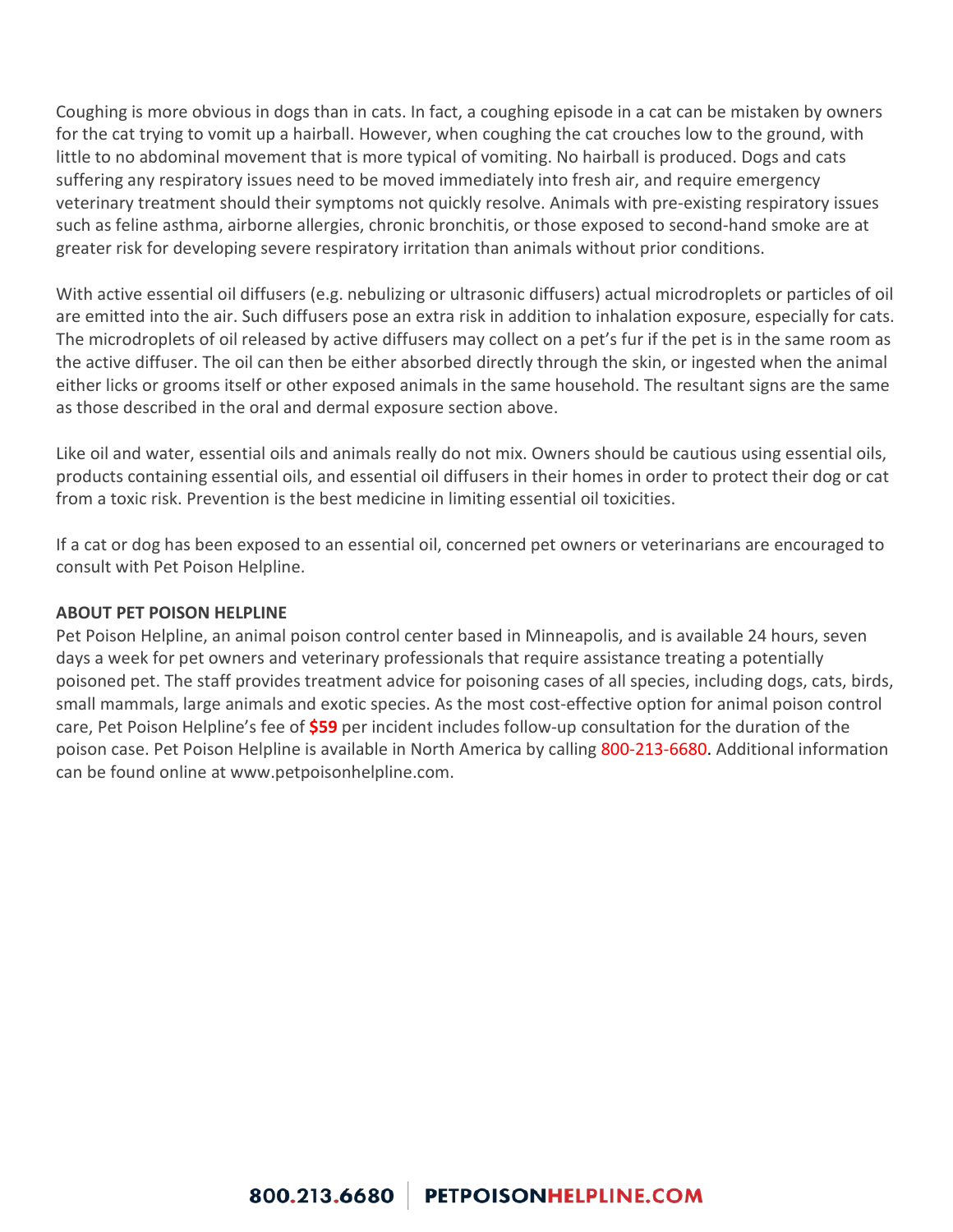Coughing is more obvious in dogs than in cats. In fact, a coughing episode in a cat can be mistaken by owners for the cat trying to vomit up a hairball. However, when coughing the cat crouches low to the ground, with little to no abdominal movement that is more typical of vomiting. No hairball is produced. Dogs and cats suffering any respiratory issues need to be moved immediately into fresh air, and require emergency veterinary treatment should their symptoms not quickly resolve. Animals with pre-existing respiratory issues such as feline asthma, airborne allergies, chronic bronchitis, or those exposed to second-hand smoke are at greater risk for developing severe respiratory irritation than animals without prior conditions.

With active essential oil diffusers (e.g. nebulizing or ultrasonic diffusers) actual microdroplets or particles of oil are emitted into the air. Such diffusers pose an extra risk in addition to inhalation exposure, especially for cats. The microdroplets of oil released by active diffusers may collect on a pet's fur if the pet is in the same room as the active diffuser. The oil can then be either absorbed directly through the skin, or ingested when the animal either licks or grooms itself or other exposed animals in the same household. The resultant signs are the same as those described in the oral and dermal exposure section above.

Like oil and water, essential oils and animals really do not mix. Owners should be cautious using essential oils, products containing essential oils, and essential oil diffusers in their homes in order to protect their dog or cat from a toxic risk. Prevention is the best medicine in limiting essential oil toxicities.

If a cat or dog has been exposed to an essential oil, concerned pet owners or veterinarians are encouraged to consult with Pet Poison Helpline.

**ABOUT PET POISON HELPLINE**

Pet Poison Helpline, an animal poison control center based in Minneapolis, and is available 24 hours, seven days a week for pet owners and veterinary professionals that require assistance treating a potentially poisoned pet. The staff provides treatment advice for poisoning cases of all species, including dogs, cats, birds, small mammals, large animals and exotic species. As the most cost-effective option for animal poison control care, Pet Poison Helpline's fee of **$59** per incident includes follow-up consultation for the duration of the poison case. Pet Poison Helpline is available in North America by calling 800-213-6680. Additional information can be found online at www.petpoisonhelpline.com.